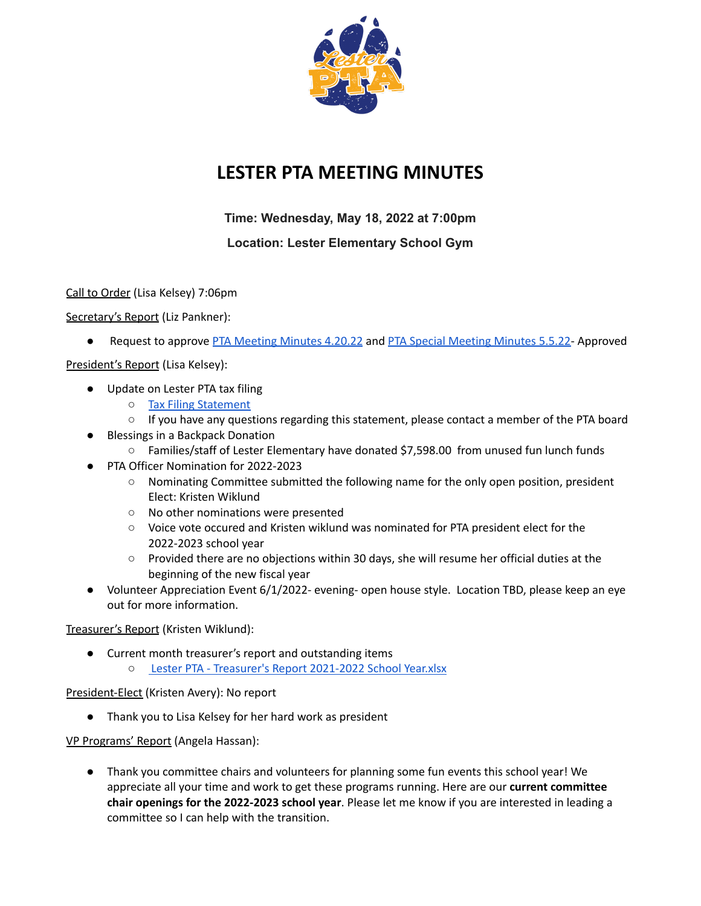# LESTER PTA MEETING MINUTES

**Time: Wednesday, May 18, 2022 at 7:00pm**

**Location: Lester Elementary School Gym**

Call to Order (Lisa Kelsey) 7:06pm

Secretary's Report (Liz Pankner):

- Request to approve PTA Meeting Minutes 4.20.22 and PTA Special Meeting Minutes 5.5.22- Approved

President's Report (Lisa Kelsey):

- Update on Lester PTA tax filing
  - Tax Filing Statement
  - If you have any questions regarding this statement, please contact a member of the PTA board
- Blessings in a Backpack Donation
  - Families/staff of Lester Elementary have donated $7,598.00 from unused fun lunch funds
- PTA Officer Nomination for 2022-2023
  - Nominating Committee submitted the following name for the only open position, president Elect: Kristen Wiklund
  - No other nominations were presented
  - Voice vote occured and Kristen wiklund was nominated for PTA president elect for the 2022-2023 school year
  - Provided there are no objections within 30 days, she will resume her official duties at the beginning of the new fiscal year
- Volunteer Appreciation Event 6/1/2022- evening- open house style. Location TBD, please keep an eye out for more information.

Treasurer's Report (Kristen Wiklund):

- Current month treasurer's report and outstanding items
  - Lester PTA - Treasurer's Report 2021-2022 School Year.xlsx

President-Elect (Kristen Avery): No report

- Thank you to Lisa Kelsey for her hard work as president

VP Programs' Report (Angela Hassan):

- Thank you committee chairs and volunteers for planning some fun events this school year! We appreciate all your time and work to get these programs running. Here are our **current committee chair openings for the 2022-2023 school year**. Please let me know if you are interested in leading a committee so I can help with the transition.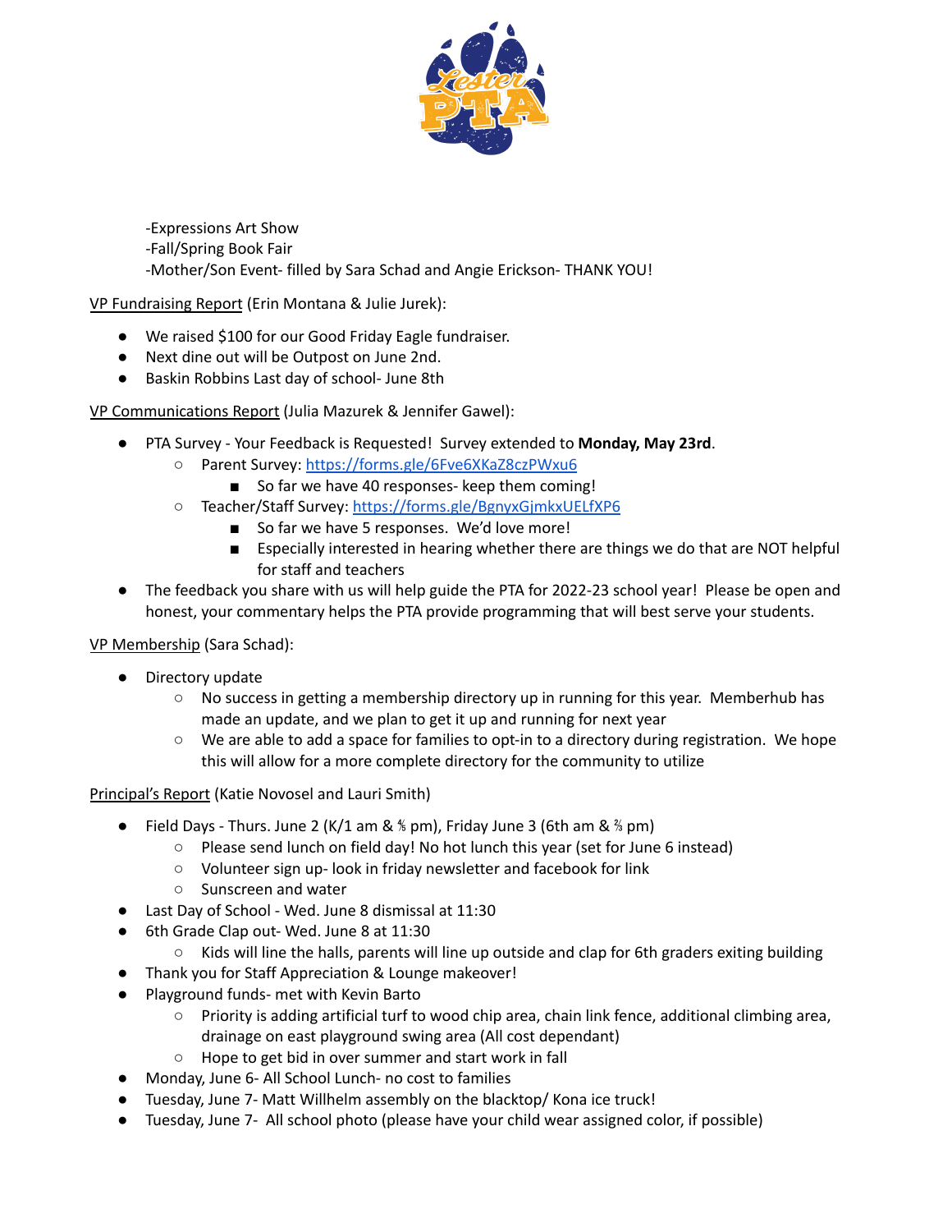-Expressions Art Show
-Fall/Spring Book Fair
-Mother/Son Event- filled by Sara Schad and Angie Erickson- THANK YOU!

VP Fundraising Report (Erin Montana & Julie Jurek):

- We raised $100 for our Good Friday Eagle fundraiser.
- Next dine out will be Outpost on June 2nd.
- Baskin Robbins Last day of school- June 8th

VP Communications Report (Julia Mazurek & Jennifer Gawel):

- PTA Survey - Your Feedback is Requested! Survey extended to **Monday, May 23rd**.
  - Parent Survey: https://forms.gle/6Fve6XKaZ8czPWxu6
    - So far we have 40 responses- keep them coming!
  - Teacher/Staff Survey: https://forms.gle/BgnyxGjmkxUELfXP6
    - So far we have 5 responses. We'd love more!
    - Especially interested in hearing whether there are things we do that are NOT helpful for staff and teachers
- The feedback you share with us will help guide the PTA for 2022-23 school year! Please be open and honest, your commentary helps the PTA provide programming that will best serve your students.

VP Membership (Sara Schad):

- Directory update
  - No success in getting a membership directory up in running for this year. Memberhub has made an update, and we plan to get it up and running for next year
  - We are able to add a space for families to opt-in to a directory during registration. We hope this will allow for a more complete directory for the community to utilize

Principal's Report (Katie Novosel and Lauri Smith)

- Field Days - Thurs. June 2 (K/1 am & ⅘ pm), Friday June 3 (6th am & ⅔ pm)
  - Please send lunch on field day! No hot lunch this year (set for June 6 instead)
  - Volunteer sign up- look in friday newsletter and facebook for link
  - Sunscreen and water
- Last Day of School - Wed. June 8 dismissal at 11:30
- 6th Grade Clap out- Wed. June 8 at 11:30
  - Kids will line the halls, parents will line up outside and clap for 6th graders exiting building
- Thank you for Staff Appreciation & Lounge makeover!
- Playground funds- met with Kevin Barto
  - Priority is adding artificial turf to wood chip area, chain link fence, additional climbing area, drainage on east playground swing area (All cost dependant)
  - Hope to get bid in over summer and start work in fall
- Monday, June 6- All School Lunch- no cost to families
- Tuesday, June 7- Matt Willhelm assembly on the blacktop/ Kona ice truck!
- Tuesday, June 7- All school photo (please have your child wear assigned color, if possible)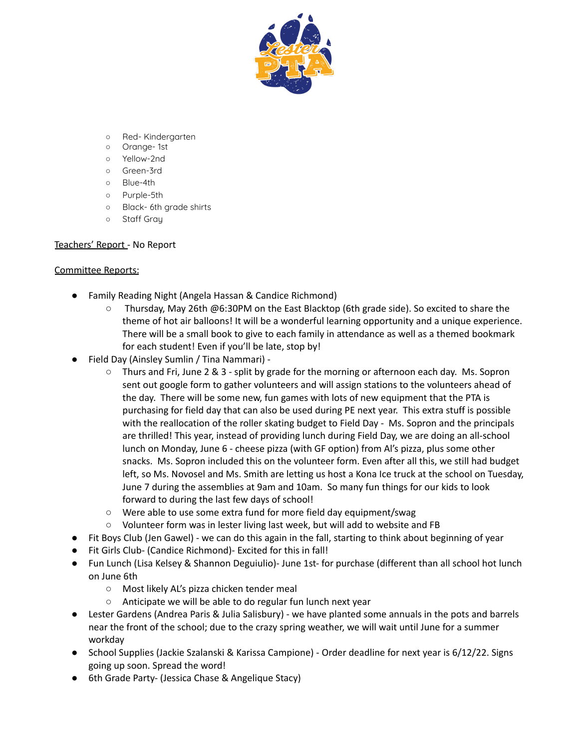- Red- Kindergarten
    - Orange- 1st
    - Yellow-2nd
    - Green-3rd
    - Blue-4th
    - Purple-5th
    - Black- 6th grade shirts
    - Staff Gray

Teachers' Report - No Report

Committee Reports:

- Family Reading Night (Angela Hassan & Candice Richmond)
    - Thursday, May 26th @6:30PM on the East Blacktop (6th grade side). So excited to share the theme of hot air balloons! It will be a wonderful learning opportunity and a unique experience. There will be a small book to give to each family in attendance as well as a themed bookmark for each student! Even if you'll be late, stop by!
- Field Day (Ainsley Sumlin / Tina Nammari) -
    - Thurs and Fri, June 2 & 3 - split by grade for the morning or afternoon each day. Ms. Sopron sent out google form to gather volunteers and will assign stations to the volunteers ahead of the day. There will be some new, fun games with lots of new equipment that the PTA is purchasing for field day that can also be used during PE next year. This extra stuff is possible with the reallocation of the roller skating budget to Field Day - Ms. Sopron and the principals are thrilled! This year, instead of providing lunch during Field Day, we are doing an all-school lunch on Monday, June 6 - cheese pizza (with GF option) from Al's pizza, plus some other snacks. Ms. Sopron included this on the volunteer form. Even after all this, we still had budget left, so Ms. Novosel and Ms. Smith are letting us host a Kona Ice truck at the school on Tuesday, June 7 during the assemblies at 9am and 10am. So many fun things for our kids to look forward to during the last few days of school!
    - Were able to use some extra fund for more field day equipment/swag
    - Volunteer form was in lester living last week, but will add to website and FB
- Fit Boys Club (Jen Gawel) - we can do this again in the fall, starting to think about beginning of year
- Fit Girls Club- (Candice Richmond)- Excited for this in fall!
- Fun Lunch (Lisa Kelsey & Shannon Deguiulio)- June 1st- for purchase (different than all school hot lunch on June 6th
    - Most likely AL's pizza chicken tender meal
    - Anticipate we will be able to do regular fun lunch next year
- Lester Gardens (Andrea Paris & Julia Salisbury) - we have planted some annuals in the pots and barrels near the front of the school; due to the crazy spring weather, we will wait until June for a summer workday
- School Supplies (Jackie Szalanski & Karissa Campione) - Order deadline for next year is 6/12/22. Signs going up soon. Spread the word!
- 6th Grade Party- (Jessica Chase & Angelique Stacy)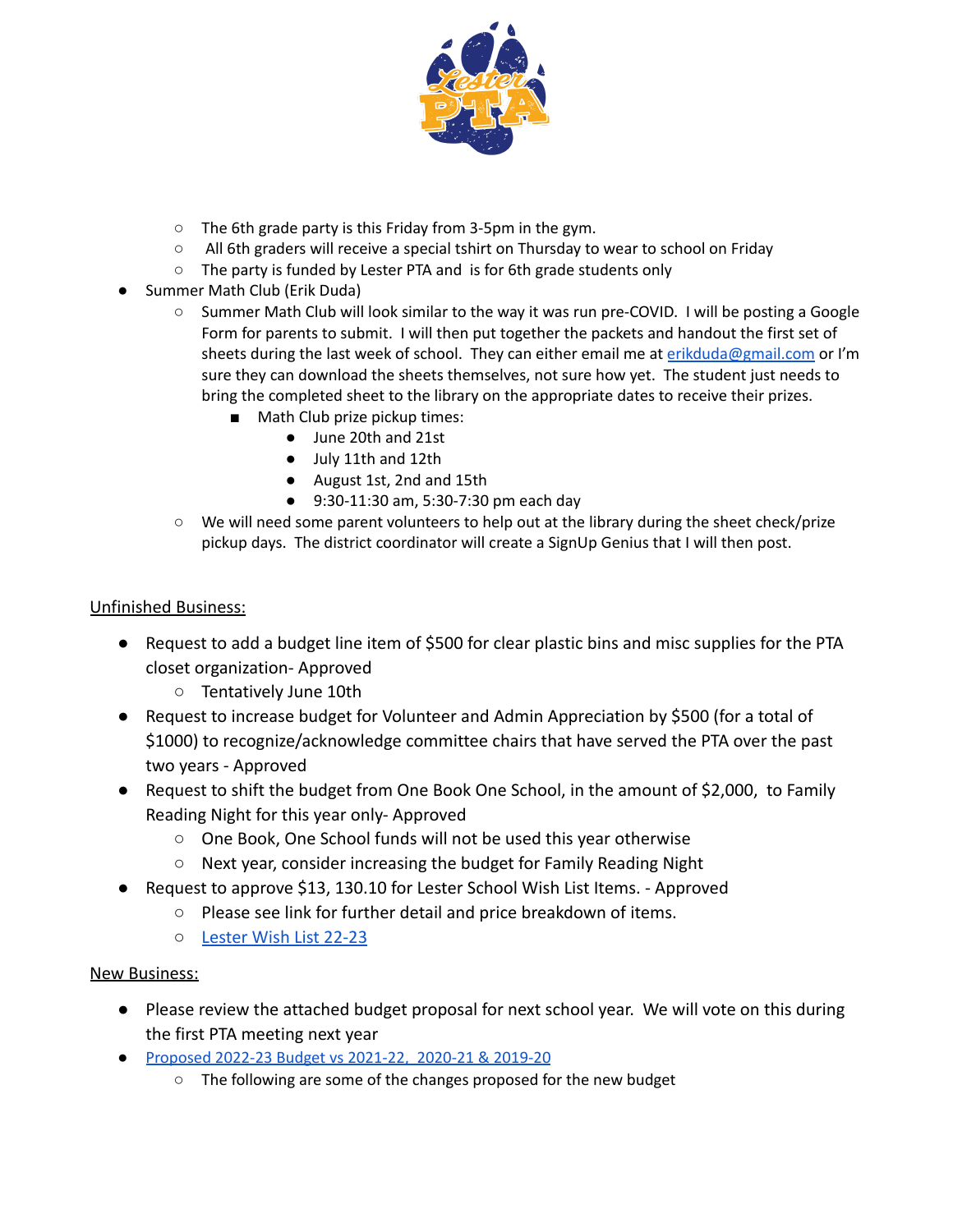- The 6th grade party is this Friday from 3-5pm in the gym.
  - All 6th graders will receive a special tshirt on Thursday to wear to school on Friday
  - The party is funded by Lester PTA and is for 6th grade students only
- Summer Math Club (Erik Duda)
  - Summer Math Club will look similar to the way it was run pre-COVID. I will be posting a Google Form for parents to submit. I will then put together the packets and handout the first set of sheets during the last week of school. They can either email me at erikduda@gmail.com or I'm sure they can download the sheets themselves, not sure how yet. The student just needs to bring the completed sheet to the library on the appropriate dates to receive their prizes.
    - Math Club prize pickup times:
      - June 20th and 21st
      - July 11th and 12th
      - August 1st, 2nd and 15th
      - 9:30-11:30 am, 5:30-7:30 pm each day
  - We will need some parent volunteers to help out at the library during the sheet check/prize pickup days. The district coordinator will create a SignUp Genius that I will then post.

<u>Unfinished Business:</u>

- Request to add a budget line item of $500 for clear plastic bins and misc supplies for the PTA closet organization- Approved
  - Tentatively June 10th
- Request to increase budget for Volunteer and Admin Appreciation by $500 (for a total of $1000) to recognize/acknowledge committee chairs that have served the PTA over the past two years - Approved
- Request to shift the budget from One Book One School, in the amount of $2,000, to Family Reading Night for this year only- Approved
  - One Book, One School funds will not be used this year otherwise
  - Next year, consider increasing the budget for Family Reading Night
- Request to approve $13, 130.10 for Lester School Wish List Items. - Approved
  - Please see link for further detail and price breakdown of items.
  - Lester Wish List 22-23

<u>New Business:</u>

- Please review the attached budget proposal for next school year. We will vote on this during the first PTA meeting next year
- Proposed 2022-23 Budget vs 2021-22, 2020-21 & 2019-20
  - The following are some of the changes proposed for the new budget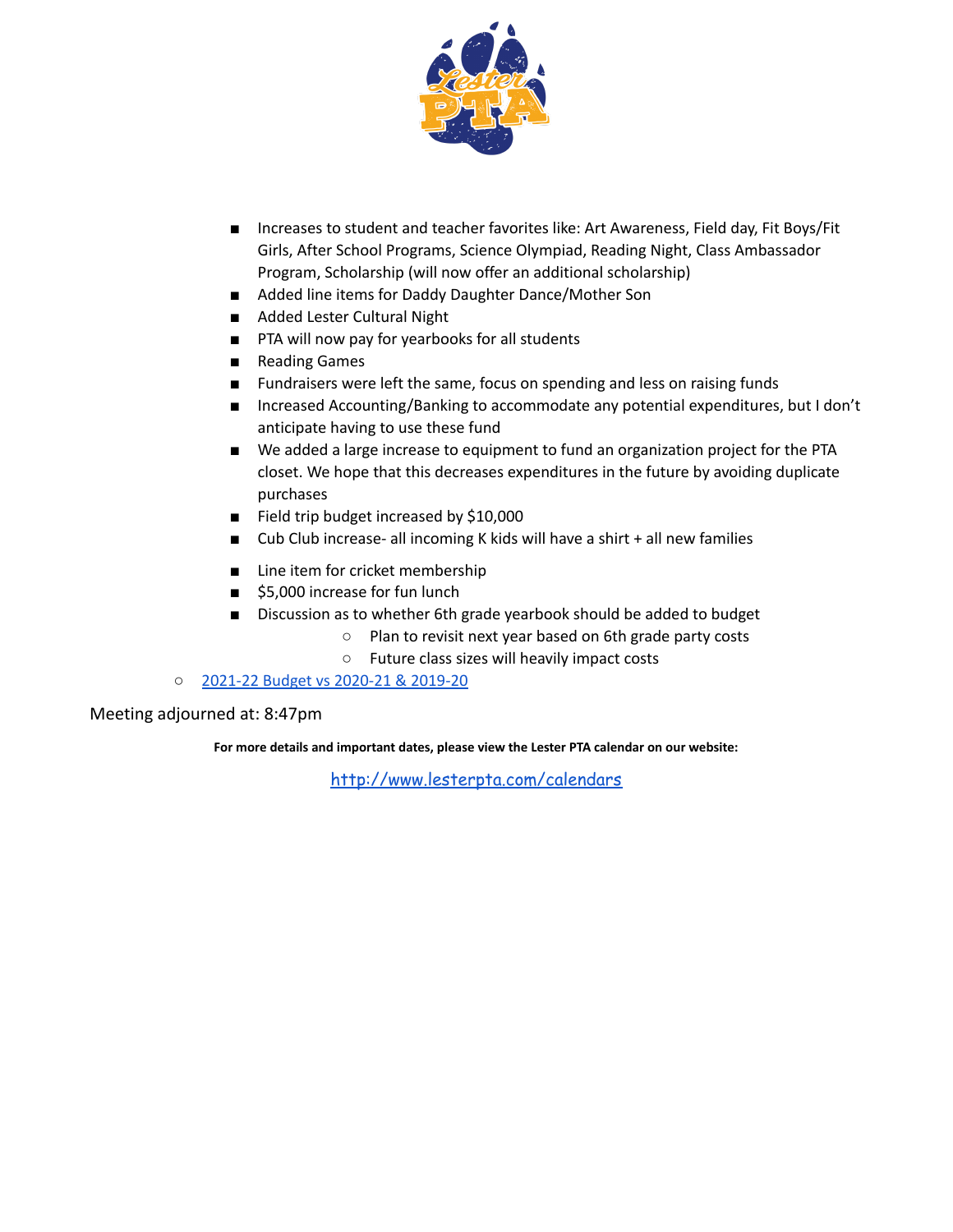- Increases to student and teacher favorites like: Art Awareness, Field day, Fit Boys/Fit Girls, After School Programs, Science Olympiad, Reading Night, Class Ambassador Program, Scholarship (will now offer an additional scholarship)
- Added line items for Daddy Daughter Dance/Mother Son
- Added Lester Cultural Night
- PTA will now pay for yearbooks for all students
- Reading Games
- Fundraisers were left the same, focus on spending and less on raising funds
- Increased Accounting/Banking to accommodate any potential expenditures, but I don't anticipate having to use these fund
- We added a large increase to equipment to fund an organization project for the PTA closet. We hope that this decreases expenditures in the future by avoiding duplicate purchases
- Field trip budget increased by $10,000
- Cub Club increase- all incoming K kids will have a shirt + all new families
- Line item for cricket membership
- $5,000 increase for fun lunch
- Discussion as to whether 6th grade yearbook should be added to budget
  - Plan to revisit next year based on 6th grade party costs
  - Future class sizes will heavily impact costs

- [2021-22 Budget vs 2020-21 & 2019-20]()

Meeting adjourned at: 8:47pm

**For more details and important dates, please view the Lester PTA calendar on our website:**

[http://www.lesterpta.com/calendars](http://www.lesterpta.com/calendars)